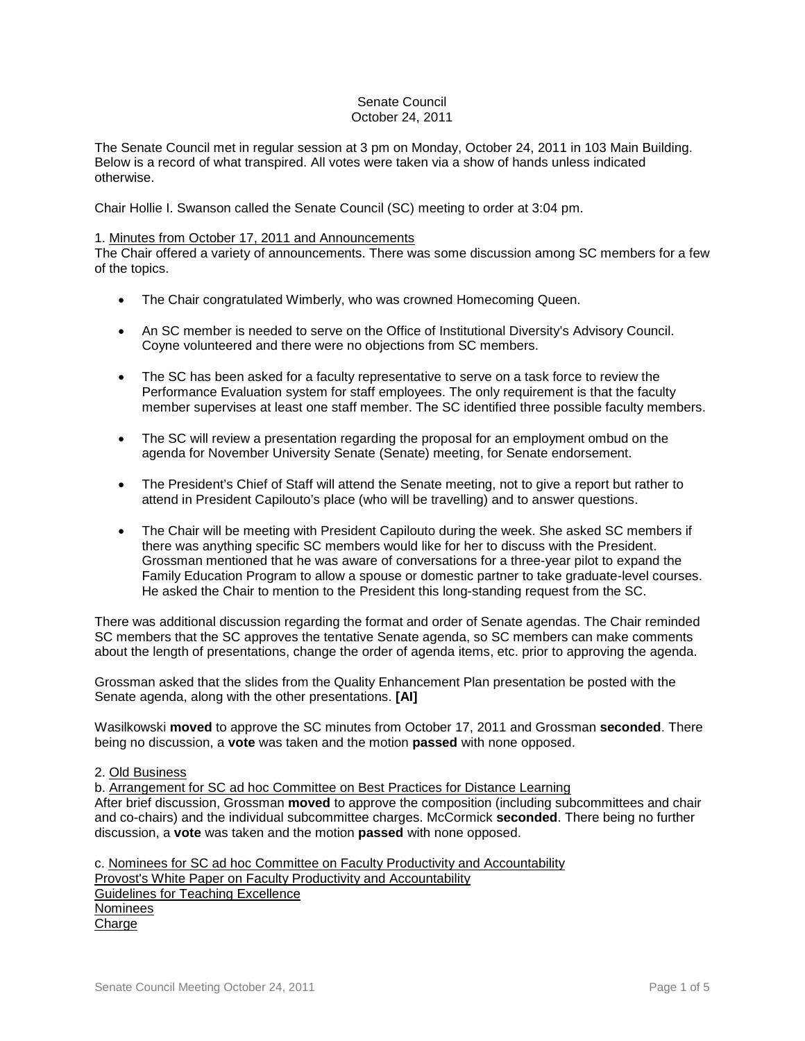Senate Council
October 24, 2011

The Senate Council met in regular session at 3 pm on Monday, October 24, 2011 in 103 Main Building. Below is a record of what transpired. All votes were taken via a show of hands unless indicated otherwise.

Chair Hollie I. Swanson called the Senate Council (SC) meeting to order at 3:04 pm.

1. Minutes from October 17, 2011 and Announcements

The Chair offered a variety of announcements. There was some discussion among SC members for a few of the topics.

- The Chair congratulated Wimberly, who was crowned Homecoming Queen.
- An SC member is needed to serve on the Office of Institutional Diversity's Advisory Council. Coyne volunteered and there were no objections from SC members.
- The SC has been asked for a faculty representative to serve on a task force to review the Performance Evaluation system for staff employees. The only requirement is that the faculty member supervises at least one staff member. The SC identified three possible faculty members.
- The SC will review a presentation regarding the proposal for an employment ombud on the agenda for November University Senate (Senate) meeting, for Senate endorsement.
- The President's Chief of Staff will attend the Senate meeting, not to give a report but rather to attend in President Capilouto's place (who will be travelling) and to answer questions.
- The Chair will be meeting with President Capilouto during the week. She asked SC members if there was anything specific SC members would like for her to discuss with the President. Grossman mentioned that he was aware of conversations for a three-year pilot to expand the Family Education Program to allow a spouse or domestic partner to take graduate-level courses. He asked the Chair to mention to the President this long-standing request from the SC.

There was additional discussion regarding the format and order of Senate agendas. The Chair reminded SC members that the SC approves the tentative Senate agenda, so SC members can make comments about the length of presentations, change the order of agenda items, etc. prior to approving the agenda.

Grossman asked that the slides from the Quality Enhancement Plan presentation be posted with the Senate agenda, along with the other presentations. **[AI]**

Wasilkowski **moved** to approve the SC minutes from October 17, 2011 and Grossman **seconded**. There being no discussion, a **vote** was taken and the motion **passed** with none opposed.

2. Old Business

b. Arrangement for SC ad hoc Committee on Best Practices for Distance Learning

After brief discussion, Grossman **moved** to approve the composition (including subcommittees and chair and co-chairs) and the individual subcommittee charges. McCormick **seconded**. There being no further discussion, a **vote** was taken and the motion **passed** with none opposed.

c. Nominees for SC ad hoc Committee on Faculty Productivity and Accountability
Provost's White Paper on Faculty Productivity and Accountability
Guidelines for Teaching Excellence
Nominees
Charge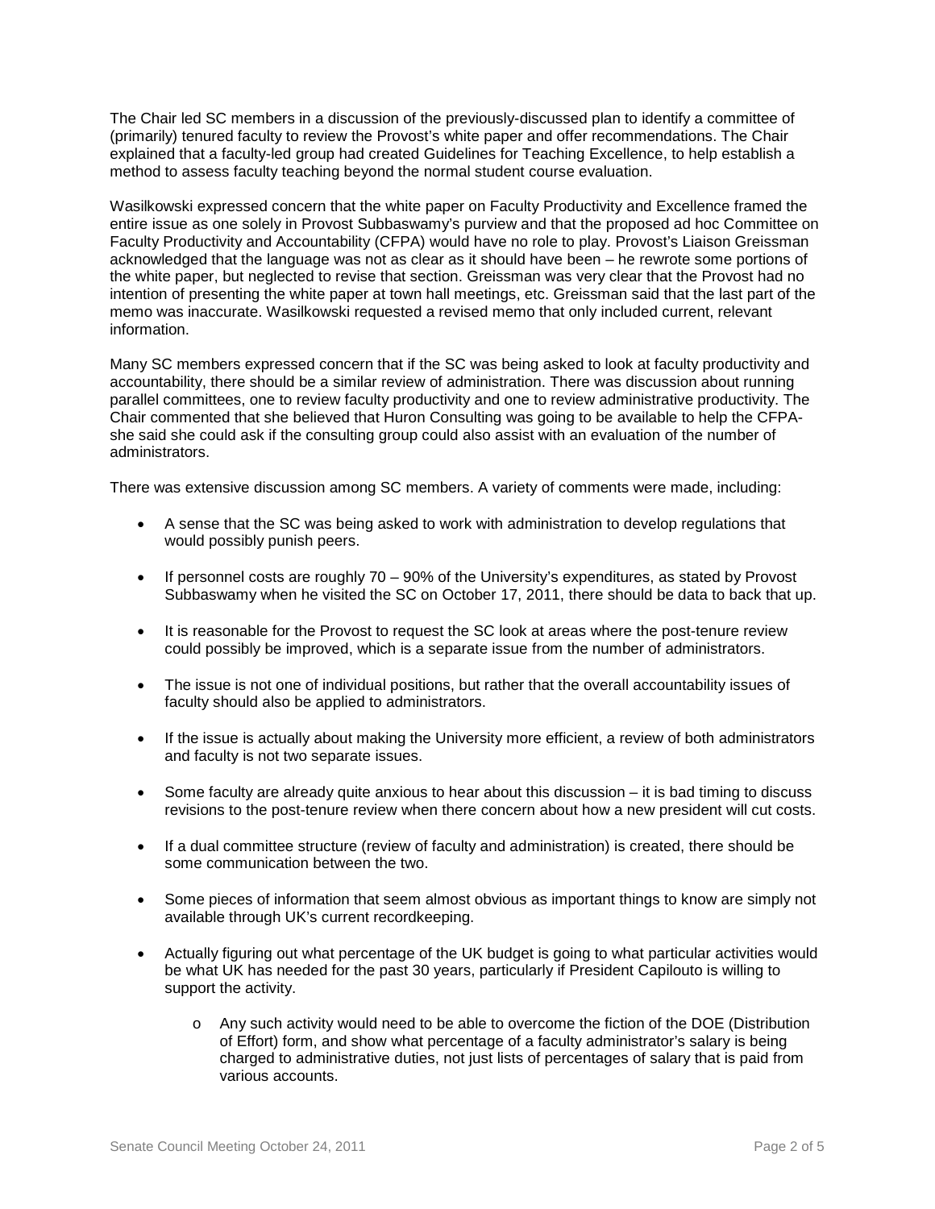The Chair led SC members in a discussion of the previously-discussed plan to identify a committee of (primarily) tenured faculty to review the Provost's white paper and offer recommendations. The Chair explained that a faculty-led group had created Guidelines for Teaching Excellence, to help establish a method to assess faculty teaching beyond the normal student course evaluation.

Wasilkowski expressed concern that the white paper on Faculty Productivity and Excellence framed the entire issue as one solely in Provost Subbaswamy's purview and that the proposed ad hoc Committee on Faculty Productivity and Accountability (CFPA) would have no role to play. Provost's Liaison Greissman acknowledged that the language was not as clear as it should have been – he rewrote some portions of the white paper, but neglected to revise that section. Greissman was very clear that the Provost had no intention of presenting the white paper at town hall meetings, etc. Greissman said that the last part of the memo was inaccurate. Wasilkowski requested a revised memo that only included current, relevant information.

Many SC members expressed concern that if the SC was being asked to look at faculty productivity and accountability, there should be a similar review of administration. There was discussion about running parallel committees, one to review faculty productivity and one to review administrative productivity. The Chair commented that she believed that Huron Consulting was going to be available to help the CFPA- she said she could ask if the consulting group could also assist with an evaluation of the number of administrators.

There was extensive discussion among SC members. A variety of comments were made, including:

- A sense that the SC was being asked to work with administration to develop regulations that would possibly punish peers.
- If personnel costs are roughly 70 – 90% of the University's expenditures, as stated by Provost Subbaswamy when he visited the SC on October 17, 2011, there should be data to back that up.
- It is reasonable for the Provost to request the SC look at areas where the post-tenure review could possibly be improved, which is a separate issue from the number of administrators.
- The issue is not one of individual positions, but rather that the overall accountability issues of faculty should also be applied to administrators.
- If the issue is actually about making the University more efficient, a review of both administrators and faculty is not two separate issues.
- Some faculty are already quite anxious to hear about this discussion – it is bad timing to discuss revisions to the post-tenure review when there concern about how a new president will cut costs.
- If a dual committee structure (review of faculty and administration) is created, there should be some communication between the two.
- Some pieces of information that seem almost obvious as important things to know are simply not available through UK's current recordkeeping.
- Actually figuring out what percentage of the UK budget is going to what particular activities would be what UK has needed for the past 30 years, particularly if President Capilouto is willing to support the activity.
  - Any such activity would need to be able to overcome the fiction of the DOE (Distribution of Effort) form, and show what percentage of a faculty administrator's salary is being charged to administrative duties, not just lists of percentages of salary that is paid from various accounts.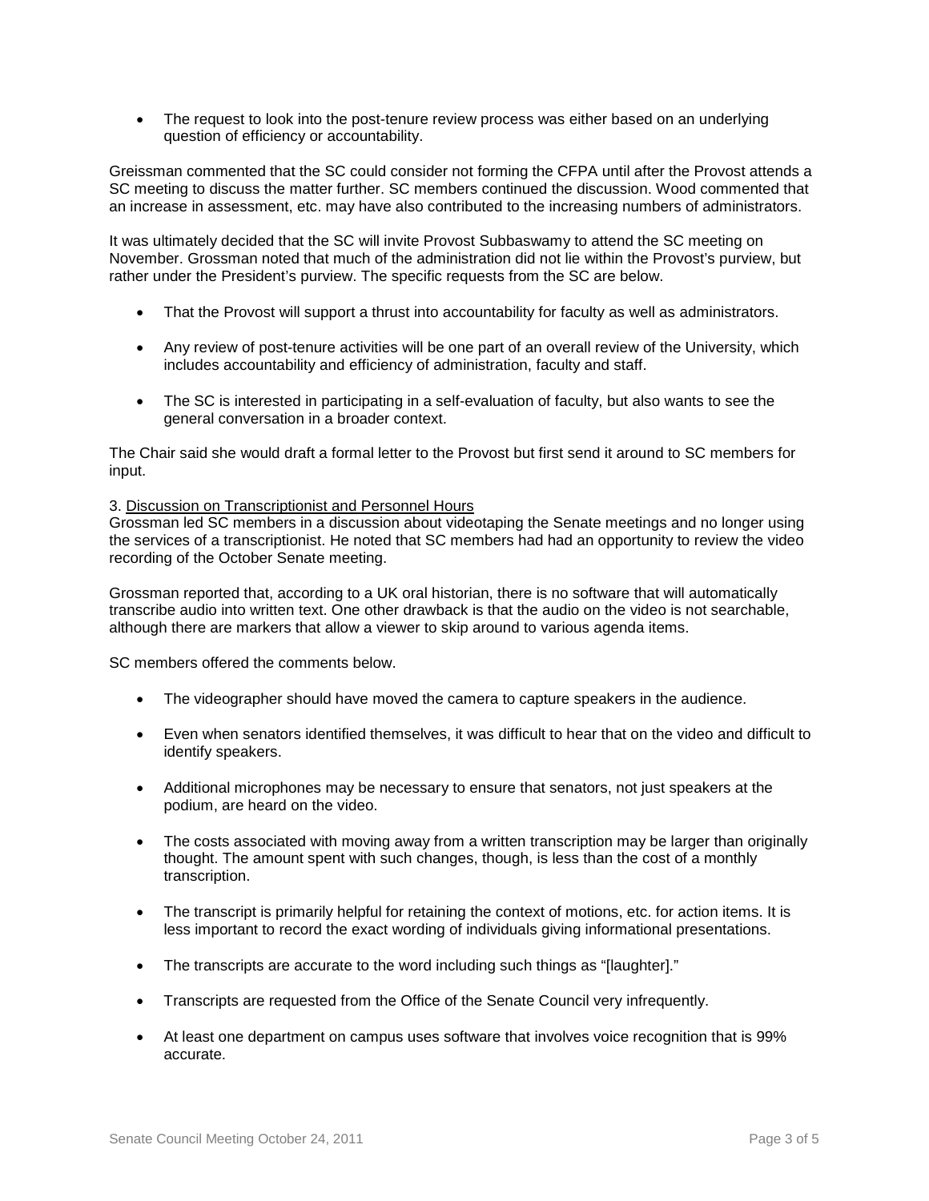- The request to look into the post-tenure review process was either based on an underlying question of efficiency or accountability.

Greissman commented that the SC could consider not forming the CFPA until after the Provost attends a SC meeting to discuss the matter further. SC members continued the discussion. Wood commented that an increase in assessment, etc. may have also contributed to the increasing numbers of administrators.

It was ultimately decided that the SC will invite Provost Subbaswamy to attend the SC meeting on November. Grossman noted that much of the administration did not lie within the Provost's purview, but rather under the President's purview. The specific requests from the SC are below.

- That the Provost will support a thrust into accountability for faculty as well as administrators.
- Any review of post-tenure activities will be one part of an overall review of the University, which includes accountability and efficiency of administration, faculty and staff.
- The SC is interested in participating in a self-evaluation of faculty, but also wants to see the general conversation in a broader context.

The Chair said she would draft a formal letter to the Provost but first send it around to SC members for input.

3. Discussion on Transcriptionist and Personnel Hours

Grossman led SC members in a discussion about videotaping the Senate meetings and no longer using the services of a transcriptionist. He noted that SC members had had an opportunity to review the video recording of the October Senate meeting.

Grossman reported that, according to a UK oral historian, there is no software that will automatically transcribe audio into written text. One other drawback is that the audio on the video is not searchable, although there are markers that allow a viewer to skip around to various agenda items.

SC members offered the comments below.

- The videographer should have moved the camera to capture speakers in the audience.
- Even when senators identified themselves, it was difficult to hear that on the video and difficult to identify speakers.
- Additional microphones may be necessary to ensure that senators, not just speakers at the podium, are heard on the video.
- The costs associated with moving away from a written transcription may be larger than originally thought. The amount spent with such changes, though, is less than the cost of a monthly transcription.
- The transcript is primarily helpful for retaining the context of motions, etc. for action items. It is less important to record the exact wording of individuals giving informational presentations.
- The transcripts are accurate to the word including such things as "[laughter]."
- Transcripts are requested from the Office of the Senate Council very infrequently.
- At least one department on campus uses software that involves voice recognition that is 99% accurate.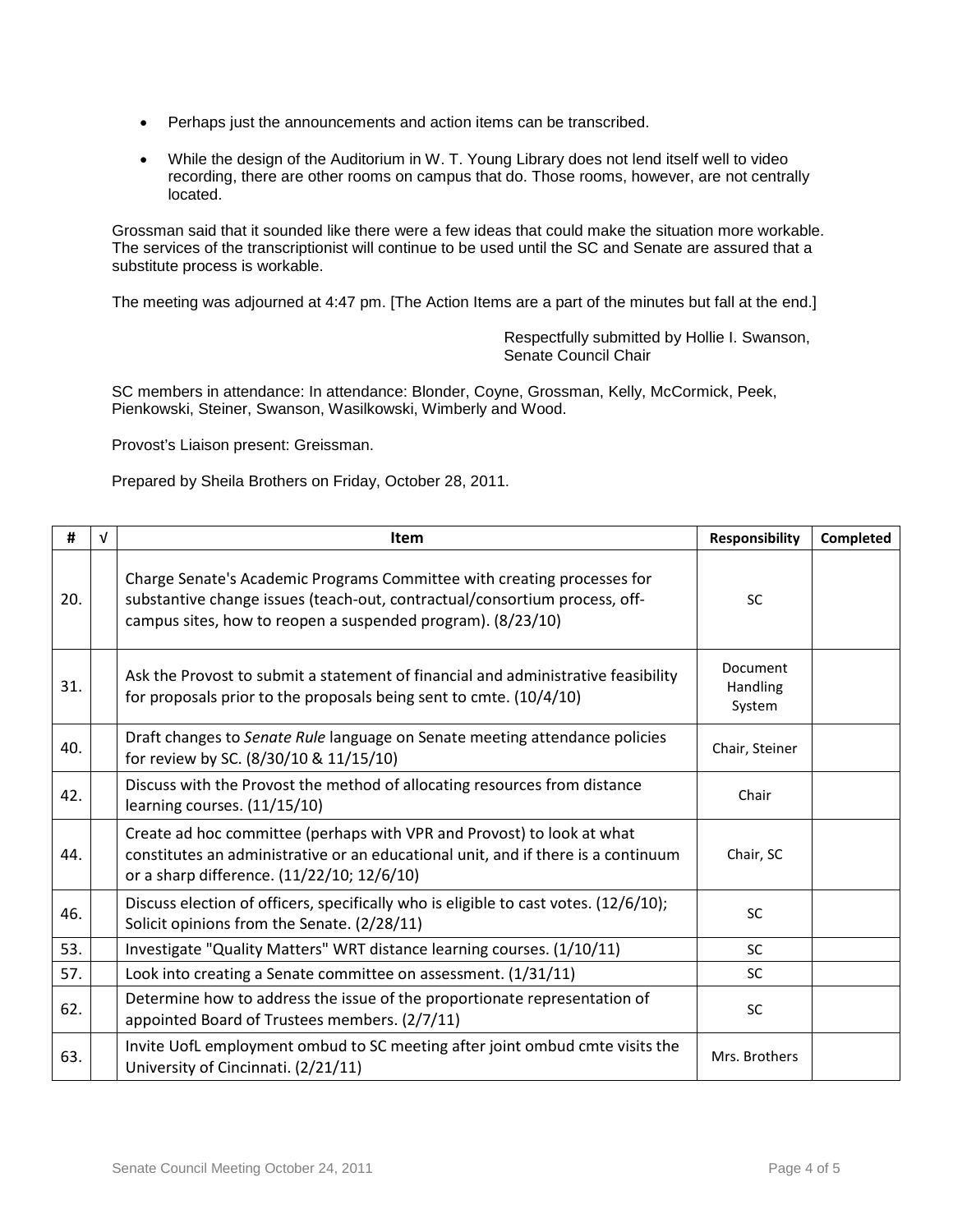- Perhaps just the announcements and action items can be transcribed.
- While the design of the Auditorium in W. T. Young Library does not lend itself well to video recording, there are other rooms on campus that do. Those rooms, however, are not centrally located.

Grossman said that it sounded like there were a few ideas that could make the situation more workable. The services of the transcriptionist will continue to be used until the SC and Senate are assured that a substitute process is workable.

The meeting was adjourned at 4:47 pm. [The Action Items are a part of the minutes but fall at the end.]

Respectfully submitted by Hollie I. Swanson,
Senate Council Chair

SC members in attendance: In attendance: Blonder, Coyne, Grossman, Kelly, McCormick, Peek, Pienkowski, Steiner, Swanson, Wasilkowski, Wimberly and Wood.

Provost's Liaison present: Greissman.

Prepared by Sheila Brothers on Friday, October 28, 2011.

| # | √ | Item | Responsibility | Completed |
|---|---|---|---|---|
| 20. | | Charge Senate's Academic Programs Committee with creating processes for substantive change issues (teach-out, contractual/consortium process, off-campus sites, how to reopen a suspended program). (8/23/10) | SC | |
| 31. | | Ask the Provost to submit a statement of financial and administrative feasibility for proposals prior to the proposals being sent to cmte. (10/4/10) | Document Handling System | |
| 40. | | Draft changes to *Senate Rule* language on Senate meeting attendance policies for review by SC. (8/30/10 & 11/15/10) | Chair, Steiner | |
| 42. | | Discuss with the Provost the method of allocating resources from distance learning courses. (11/15/10) | Chair | |
| 44. | | Create ad hoc committee (perhaps with VPR and Provost) to look at what constitutes an administrative or an educational unit, and if there is a continuum or a sharp difference. (11/22/10; 12/6/10) | Chair, SC | |
| 46. | | Discuss election of officers, specifically who is eligible to cast votes. (12/6/10); Solicit opinions from the Senate. (2/28/11) | SC | |
| 53. | | Investigate "Quality Matters" WRT distance learning courses. (1/10/11) | SC | |
| 57. | | Look into creating a Senate committee on assessment. (1/31/11) | SC | |
| 62. | | Determine how to address the issue of the proportionate representation of appointed Board of Trustees members. (2/7/11) | SC | |
| 63. | | Invite UofL employment ombud to SC meeting after joint ombud cmte visits the University of Cincinnati. (2/21/11) | Mrs. Brothers | |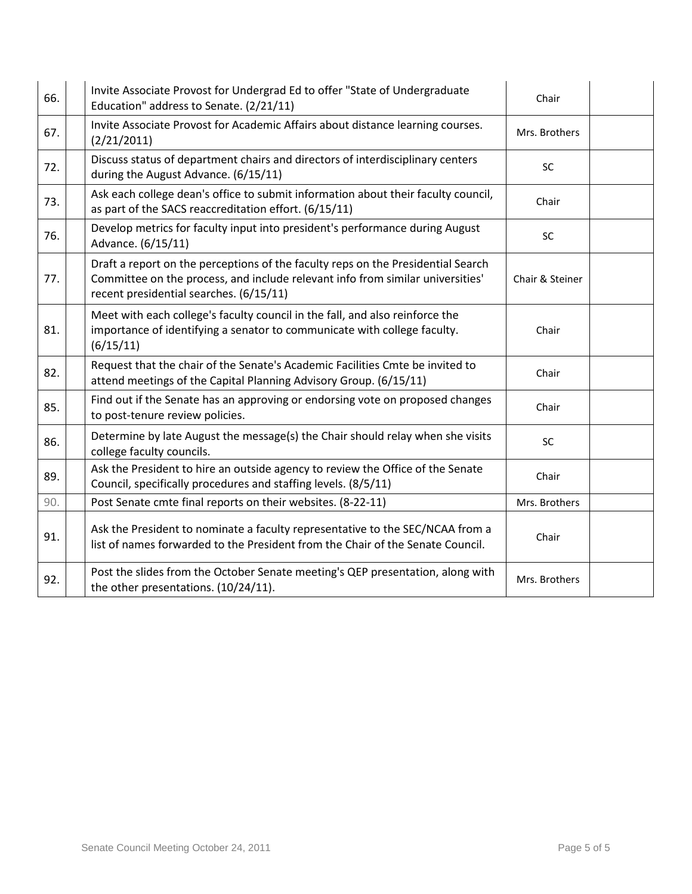| | | | | |
|---|---|---|---|---|
| 66. | | Invite Associate Provost for Undergrad Ed to offer "State of Undergraduate Education" address to Senate. (2/21/11) | Chair | |
| 67. | | Invite Associate Provost for Academic Affairs about distance learning courses. (2/21/2011) | Mrs. Brothers | |
| 72. | | Discuss status of department chairs and directors of interdisciplinary centers during the August Advance. (6/15/11) | SC | |
| 73. | | Ask each college dean's office to submit information about their faculty council, as part of the SACS reaccreditation effort. (6/15/11) | Chair | |
| 76. | | Develop metrics for faculty input into president's performance during August Advance. (6/15/11) | SC | |
| 77. | | Draft a report on the perceptions of the faculty reps on the Presidential Search Committee on the process, and include relevant info from similar universities' recent presidential searches. (6/15/11) | Chair & Steiner | |
| 81. | | Meet with each college's faculty council in the fall, and also reinforce the importance of identifying a senator to communicate with college faculty. (6/15/11) | Chair | |
| 82. | | Request that the chair of the Senate's Academic Facilities Cmte be invited to attend meetings of the Capital Planning Advisory Group. (6/15/11) | Chair | |
| 85. | | Find out if the Senate has an approving or endorsing vote on proposed changes to post-tenure review policies. | Chair | |
| 86. | | Determine by late August the message(s) the Chair should relay when she visits college faculty councils. | SC | |
| 89. | | Ask the President to hire an outside agency to review the Office of the Senate Council, specifically procedures and staffing levels. (8/5/11) | Chair | |
| 90. | | Post Senate cmte final reports on their websites. (8-22-11) | Mrs. Brothers | |
| 91. | | Ask the President to nominate a faculty representative to the SEC/NCAA from a list of names forwarded to the President from the Chair of the Senate Council. | Chair | |
| 92. | | Post the slides from the October Senate meeting's QEP presentation, along with the other presentations. (10/24/11). | Mrs. Brothers | |